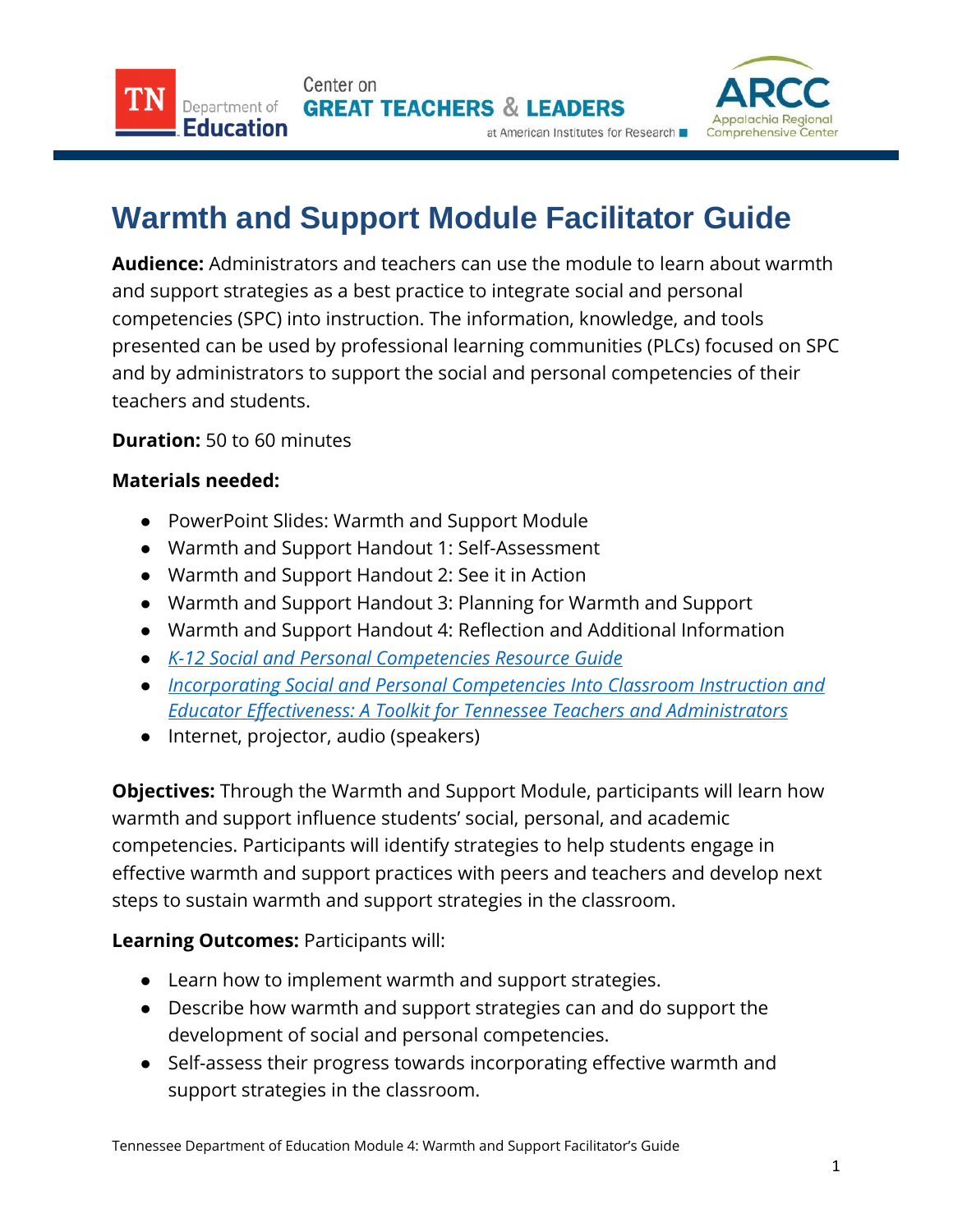# Warmth and Support Module Facilitator Guide

**Audience:** Administrators and teachers can use the module to learn about warmth and support strategies as a best practice to integrate social and personal competencies (SPC) into instruction. The information, knowledge, and tools presented can be used by professional learning communities (PLCs) focused on SPC and by administrators to support the social and personal competencies of their teachers and students.

**Duration:** 50 to 60 minutes

**Materials needed:**

- PowerPoint Slides: Warmth and Support Module
- Warmth and Support Handout 1: Self-Assessment
- Warmth and Support Handout 2: See it in Action
- Warmth and Support Handout 3: Planning for Warmth and Support
- Warmth and Support Handout 4: Reflection and Additional Information
- *K-12 Social and Personal Competencies Resource Guide*
- *Incorporating Social and Personal Competencies Into Classroom Instruction and Educator Effectiveness: A Toolkit for Tennessee Teachers and Administrators*
- Internet, projector, audio (speakers)

**Objectives:** Through the Warmth and Support Module, participants will learn how warmth and support influence students' social, personal, and academic competencies. Participants will identify strategies to help students engage in effective warmth and support practices with peers and teachers and develop next steps to sustain warmth and support strategies in the classroom.

**Learning Outcomes:** Participants will:

- Learn how to implement warmth and support strategies.
- Describe how warmth and support strategies can and do support the development of social and personal competencies.
- Self-assess their progress towards incorporating effective warmth and support strategies in the classroom.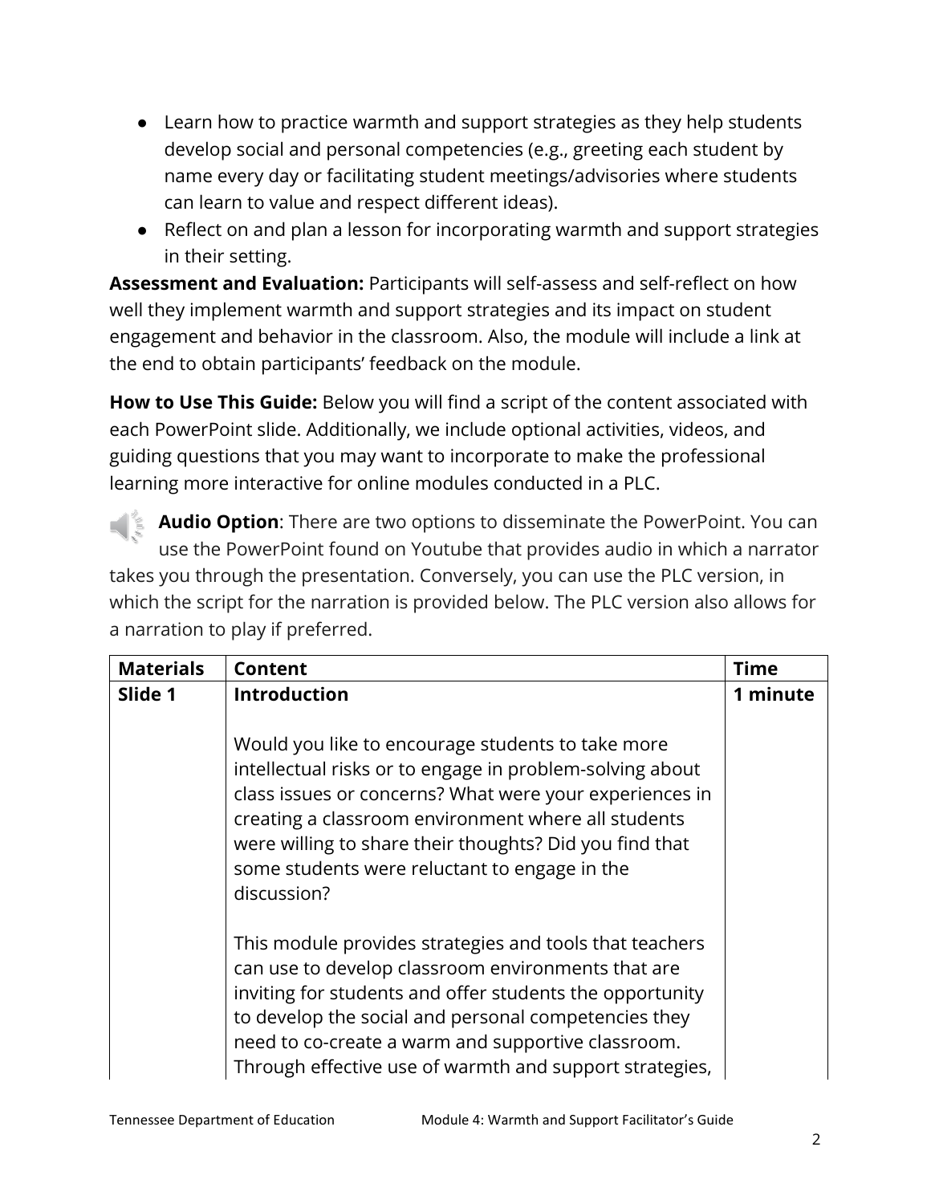- Learn how to practice warmth and support strategies as they help students develop social and personal competencies (e.g., greeting each student by name every day or facilitating student meetings/advisories where students can learn to value and respect different ideas).
- Reflect on and plan a lesson for incorporating warmth and support strategies in their setting.

**Assessment and Evaluation:** Participants will self-assess and self-reflect on how well they implement warmth and support strategies and its impact on student engagement and behavior in the classroom. Also, the module will include a link at the end to obtain participants' feedback on the module.

**How to Use This Guide:** Below you will find a script of the content associated with each PowerPoint slide. Additionally, we include optional activities, videos, and guiding questions that you may want to incorporate to make the professional learning more interactive for online modules conducted in a PLC.

**Audio Option**: There are two options to disseminate the PowerPoint. You can use the PowerPoint found on Youtube that provides audio in which a narrator takes you through the presentation. Conversely, you can use the PLC version, in which the script for the narration is provided below. The PLC version also allows for a narration to play if preferred.

| Materials | Content | Time |
|---|---|---|
| **Slide 1** | **Introduction**<br><br>Would you like to encourage students to take more intellectual risks or to engage in problem-solving about class issues or concerns? What were your experiences in creating a classroom environment where all students were willing to share their thoughts? Did you find that some students were reluctant to engage in the discussion?<br><br>This module provides strategies and tools that teachers can use to develop classroom environments that are inviting for students and offer students the opportunity to develop the social and personal competencies they need to co-create a warm and supportive classroom. Through effective use of warmth and support strategies, | **1 minute** |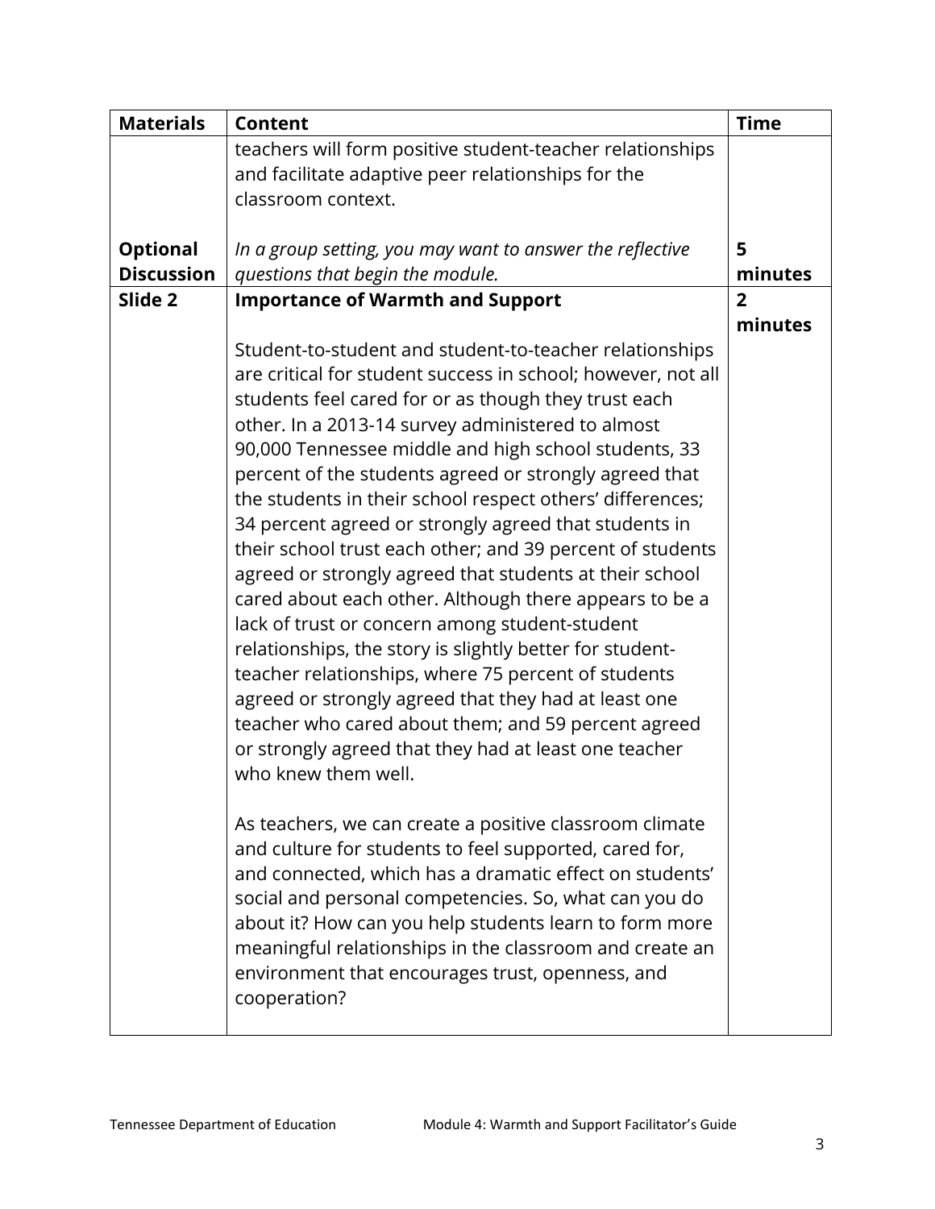| Materials | Content | Time |
| --- | --- | --- |
| | teachers will form positive student-teacher relationships and facilitate adaptive peer relationships for the classroom context. | |
| **Optional Discussion** | *In a group setting, you may want to answer the reflective questions that begin the module.* | **5 minutes** |
| **Slide 2** | **Importance of Warmth and Support**<br><br>Student-to-student and student-to-teacher relationships are critical for student success in school; however, not all students feel cared for or as though they trust each other. In a 2013-14 survey administered to almost 90,000 Tennessee middle and high school students, 33 percent of the students agreed or strongly agreed that the students in their school respect others' differences; 34 percent agreed or strongly agreed that students in their school trust each other; and 39 percent of students agreed or strongly agreed that students at their school cared about each other. Although there appears to be a lack of trust or concern among student-student relationships, the story is slightly better for student-teacher relationships, where 75 percent of students agreed or strongly agreed that they had at least one teacher who cared about them; and 59 percent agreed or strongly agreed that they had at least one teacher who knew them well.<br><br>As teachers, we can create a positive classroom climate and culture for students to feel supported, cared for, and connected, which has a dramatic effect on students' social and personal competencies. So, what can you do about it? How can you help students learn to form more meaningful relationships in the classroom and create an environment that encourages trust, openness, and cooperation? | **2 minutes** |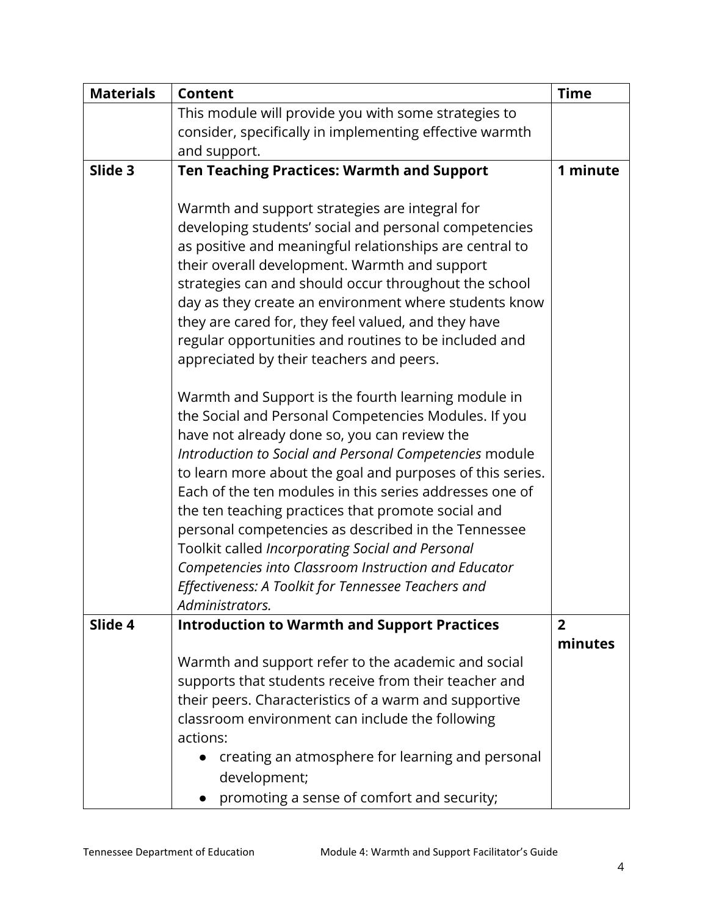| Materials | Content | Time |
|---|---|---|
| | This module will provide you with some strategies to consider, specifically in implementing effective warmth and support. | |
| **Slide 3** | **Ten Teaching Practices: Warmth and Support**<br><br>Warmth and support strategies are integral for developing students' social and personal competencies as positive and meaningful relationships are central to their overall development. Warmth and support strategies can and should occur throughout the school day as they create an environment where students know they are cared for, they feel valued, and they have regular opportunities and routines to be included and appreciated by their teachers and peers.<br><br>Warmth and Support is the fourth learning module in the Social and Personal Competencies Modules. If you have not already done so, you can review the *Introduction to Social and Personal Competencies* module to learn more about the goal and purposes of this series. Each of the ten modules in this series addresses one of the ten teaching practices that promote social and personal competencies as described in the Tennessee Toolkit called *Incorporating Social and Personal Competencies into Classroom Instruction and Educator Effectiveness: A Toolkit for Tennessee Teachers and Administrators.* | **1 minute** |
| **Slide 4** | **Introduction to Warmth and Support Practices**<br><br>Warmth and support refer to the academic and social supports that students receive from their teacher and their peers. Characteristics of a warm and supportive classroom environment can include the following actions:<br>• creating an atmosphere for learning and personal development;<br>• promoting a sense of comfort and security; | **2 minutes** |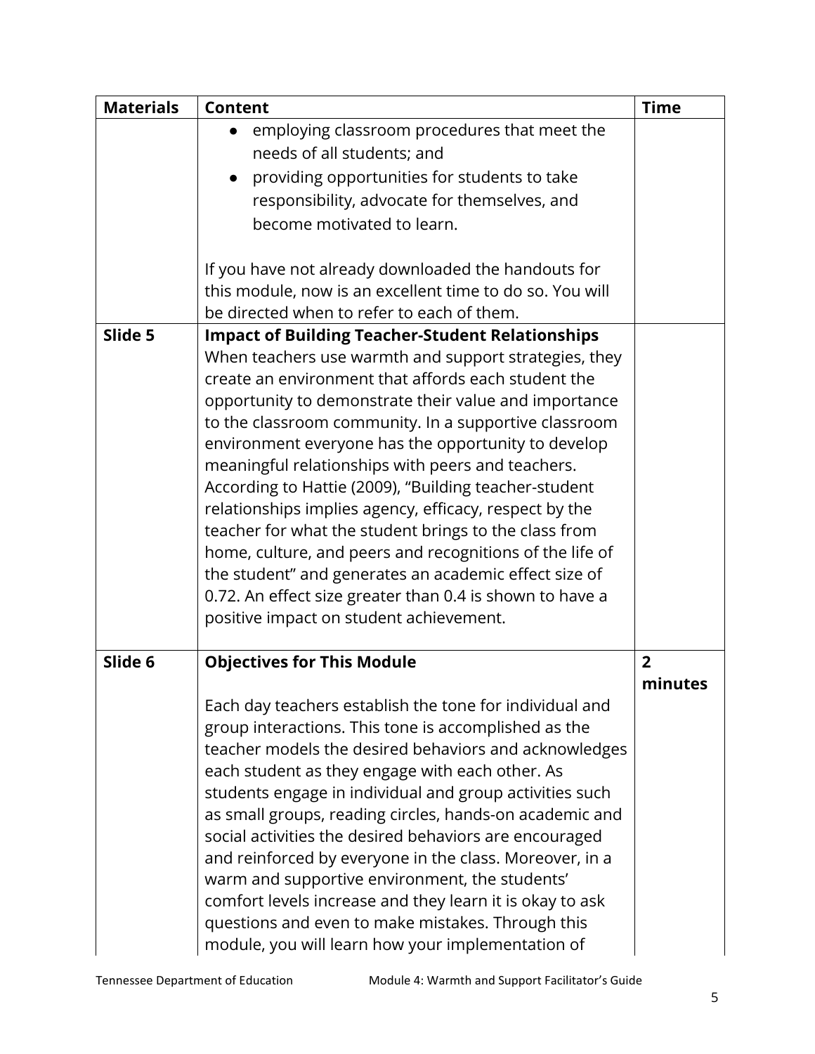| Materials | Content | Time |
|---|---|---|
| | • employing classroom procedures that meet the needs of all students; and<br>• providing opportunities for students to take responsibility, advocate for themselves, and become motivated to learn.<br><br>If you have not already downloaded the handouts for this module, now is an excellent time to do so. You will be directed when to refer to each of them. | |
| **Slide 5** | **Impact of Building Teacher-Student Relationships**<br>When teachers use warmth and support strategies, they create an environment that affords each student the opportunity to demonstrate their value and importance to the classroom community. In a supportive classroom environment everyone has the opportunity to develop meaningful relationships with peers and teachers. According to Hattie (2009), "Building teacher-student relationships implies agency, efficacy, respect by the teacher for what the student brings to the class from home, culture, and peers and recognitions of the life of the student" and generates an academic effect size of 0.72. An effect size greater than 0.4 is shown to have a positive impact on student achievement. | |
| **Slide 6** | **Objectives for This Module**<br><br>Each day teachers establish the tone for individual and group interactions. This tone is accomplished as the teacher models the desired behaviors and acknowledges each student as they engage with each other. As students engage in individual and group activities such as small groups, reading circles, hands-on academic and social activities the desired behaviors are encouraged and reinforced by everyone in the class. Moreover, in a warm and supportive environment, the students' comfort levels increase and they learn it is okay to ask questions and even to make mistakes. Through this module, you will learn how your implementation of | **2 minutes** |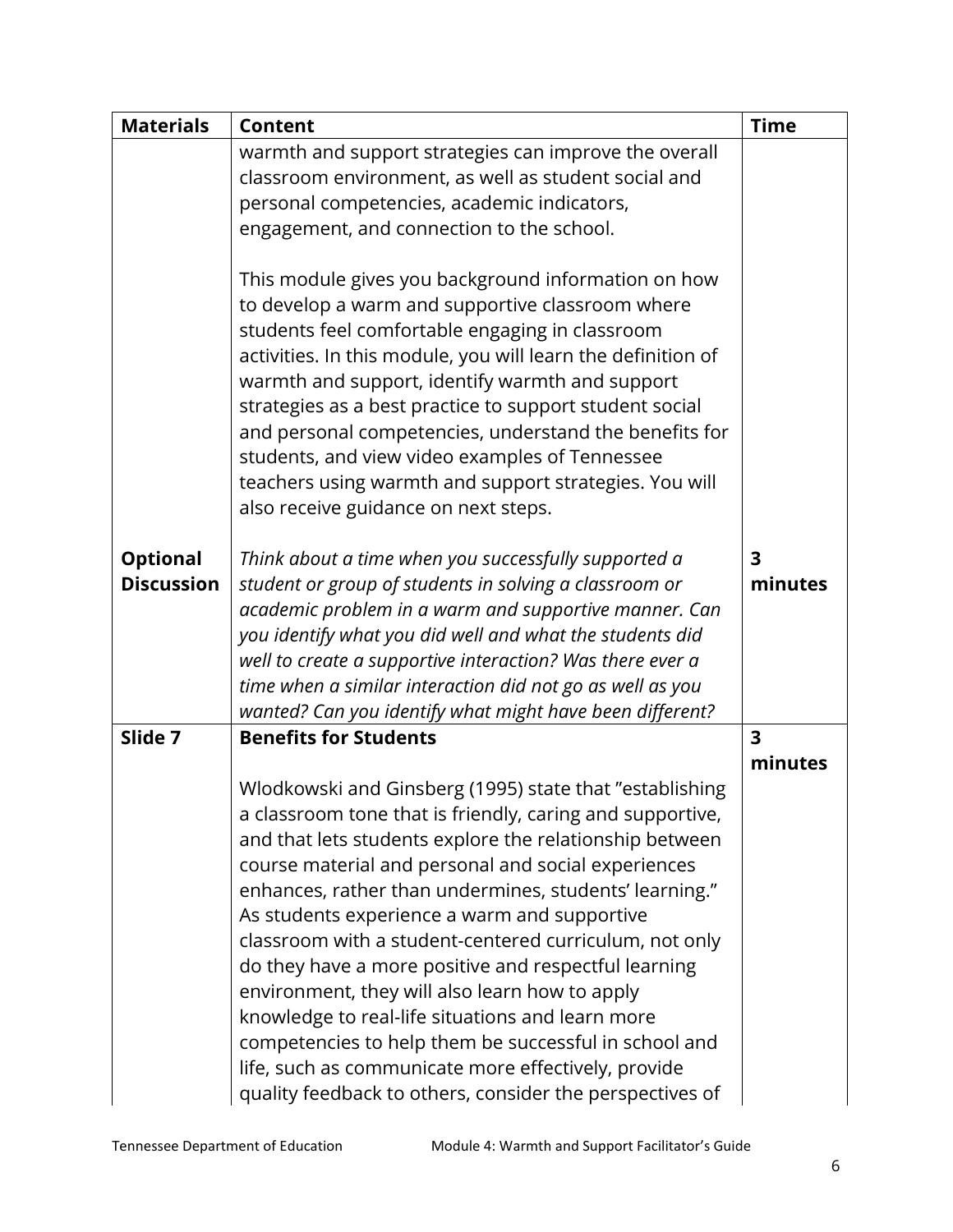| Materials | Content | Time |
|---|---|---|
| | warmth and support strategies can improve the overall classroom environment, as well as student social and personal competencies, academic indicators, engagement, and connection to the school.<br><br>This module gives you background information on how to develop a warm and supportive classroom where students feel comfortable engaging in classroom activities. In this module, you will learn the definition of warmth and support, identify warmth and support strategies as a best practice to support student social and personal competencies, understand the benefits for students, and view video examples of Tennessee teachers using warmth and support strategies. You will also receive guidance on next steps. | |
| **Optional Discussion** | *Think about a time when you successfully supported a student or group of students in solving a classroom or academic problem in a warm and supportive manner. Can you identify what you did well and what the students did well to create a supportive interaction? Was there ever a time when a similar interaction did not go as well as you wanted? Can you identify what might have been different?* | **3 minutes** |
| **Slide 7** | **Benefits for Students**<br><br>Wlodkowski and Ginsberg (1995) state that "establishing a classroom tone that is friendly, caring and supportive, and that lets students explore the relationship between course material and personal and social experiences enhances, rather than undermines, students' learning." As students experience a warm and supportive classroom with a student-centered curriculum, not only do they have a more positive and respectful learning environment, they will also learn how to apply knowledge to real-life situations and learn more competencies to help them be successful in school and life, such as communicate more effectively, provide quality feedback to others, consider the perspectives of | **3 minutes** |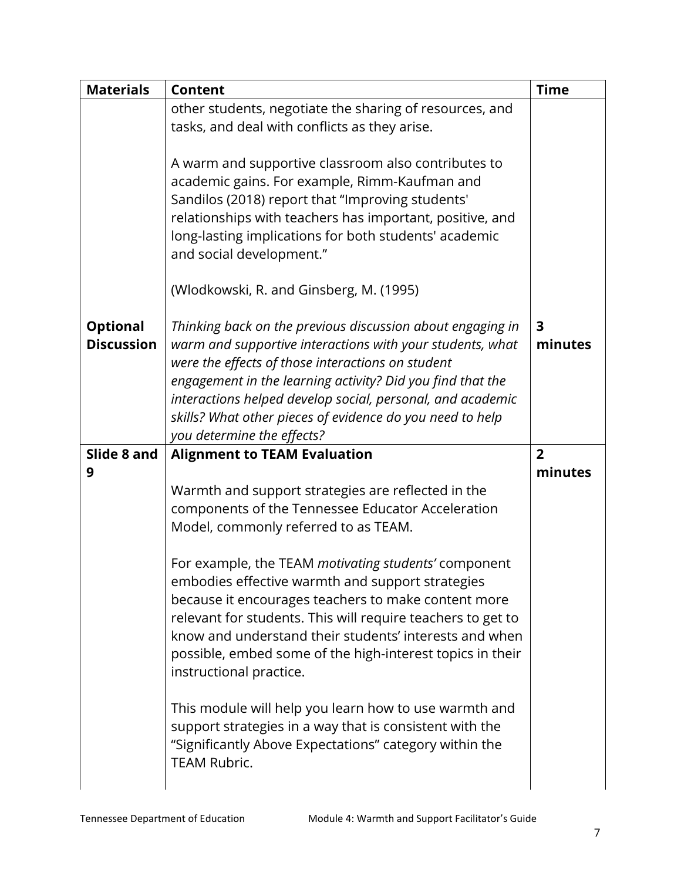| Materials | Content | Time |
|---|---|---|
| | other students, negotiate the sharing of resources, and tasks, and deal with conflicts as they arise.<br><br>A warm and supportive classroom also contributes to academic gains. For example, Rimm-Kaufman and Sandilos (2018) report that "Improving students' relationships with teachers has important, positive, and long-lasting implications for both students' academic and social development."<br><br>(Wlodkowski, R. and Ginsberg, M. (1995) | |
| **Optional Discussion** | *Thinking back on the previous discussion about engaging in warm and supportive interactions with your students, what were the effects of those interactions on student engagement in the learning activity? Did you find that the interactions helped develop social, personal, and academic skills? What other pieces of evidence do you need to help you determine the effects?* | **3 minutes** |
| **Slide 8 and 9** | **Alignment to TEAM Evaluation**<br><br>Warmth and support strategies are reflected in the components of the Tennessee Educator Acceleration Model, commonly referred to as TEAM.<br><br>For example, the TEAM *motivating students'* component embodies effective warmth and support strategies because it encourages teachers to make content more relevant for students. This will require teachers to get to know and understand their students' interests and when possible, embed some of the high-interest topics in their instructional practice.<br><br>This module will help you learn how to use warmth and support strategies in a way that is consistent with the "Significantly Above Expectations" category within the TEAM Rubric. | **2 minutes** |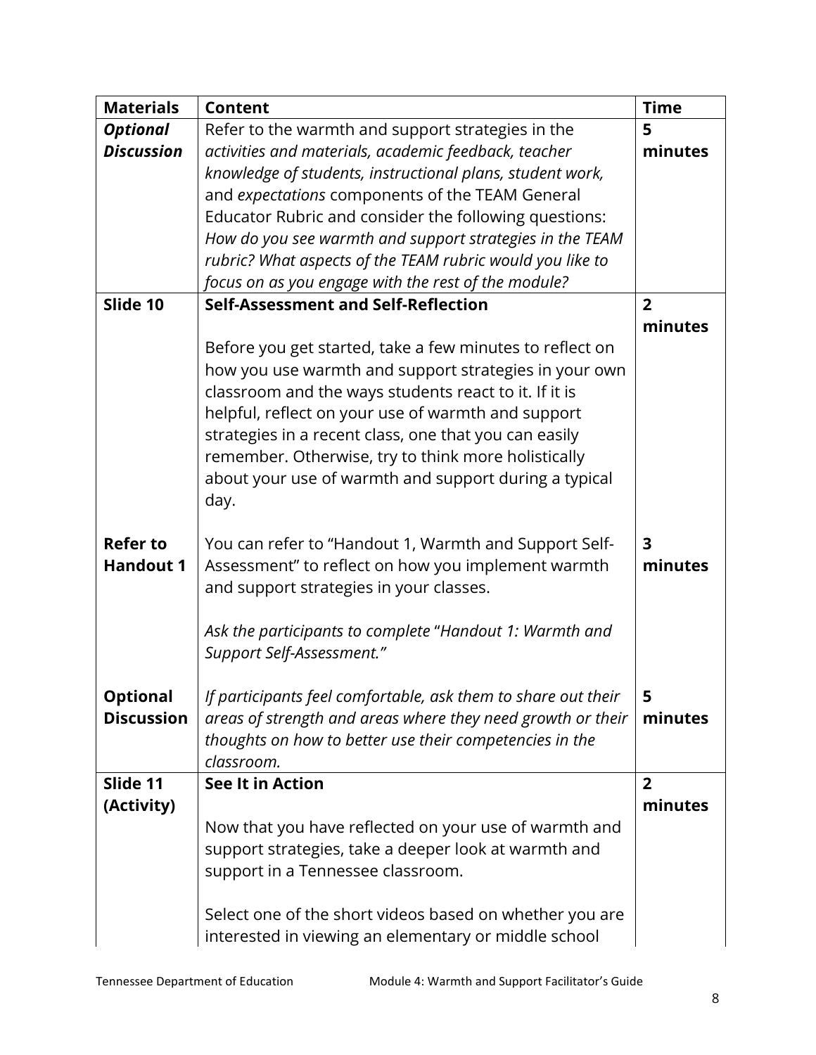| Materials | Content | Time |
|---|---|---|
| ***Optional Discussion*** | Refer to the warmth and support strategies in the *activities and materials, academic feedback, teacher knowledge of students, instructional plans, student work,* and *expectations* components of the TEAM General Educator Rubric and consider the following questions: *How do you see warmth and support strategies in the TEAM rubric? What aspects of the TEAM rubric would you like to focus on as you engage with the rest of the module?* | **5 minutes** |
| **Slide 10** | **Self-Assessment and Self-Reflection**<br><br>Before you get started, take a few minutes to reflect on how you use warmth and support strategies in your own classroom and the ways students react to it. If it is helpful, reflect on your use of warmth and support strategies in a recent class, one that you can easily remember. Otherwise, try to think more holistically about your use of warmth and support during a typical day. | **2 minutes** |
| **Refer to Handout 1** | You can refer to "Handout 1, Warmth and Support Self-Assessment" to reflect on how you implement warmth and support strategies in your classes.<br><br>*Ask the participants to complete* "*Handout 1: Warmth and Support Self-Assessment.*" | **3 minutes** |
| **Optional Discussion** | *If participants feel comfortable, ask them to share out their areas of strength and areas where they need growth or their thoughts on how to better use their competencies in the classroom.* | **5 minutes** |
| **Slide 11 (Activity)** | **See It in Action**<br><br>Now that you have reflected on your use of warmth and support strategies, take a deeper look at warmth and support in a Tennessee classroom.<br><br>Select one of the short videos based on whether you are interested in viewing an elementary or middle school | **2 minutes** |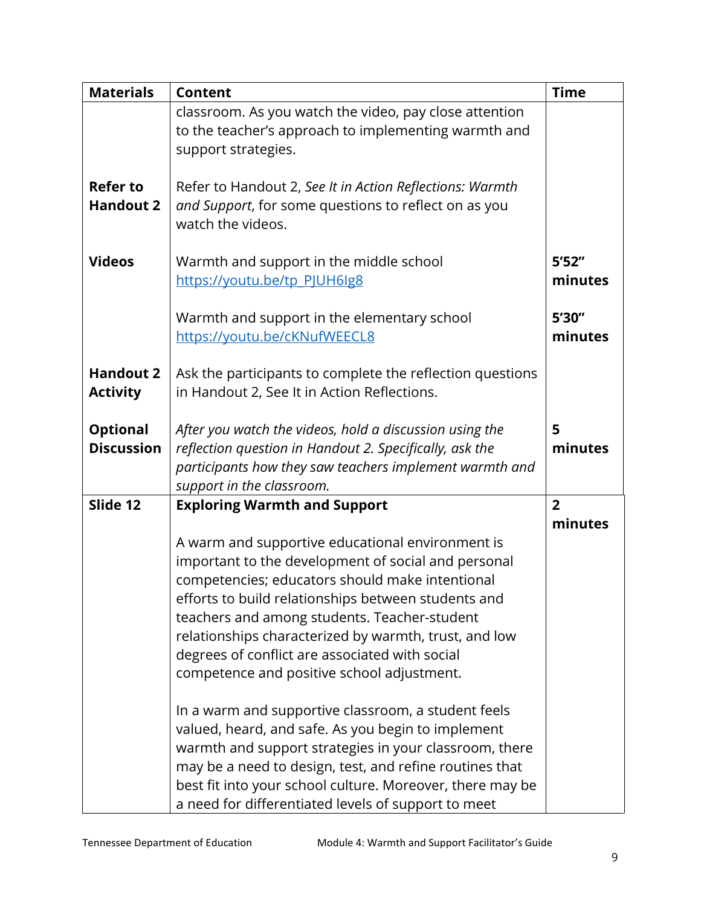| Materials | Content | Time |
| --- | --- | --- |
| | classroom. As you watch the video, pay close attention to the teacher's approach to implementing warmth and support strategies. | |
| **Refer to Handout 2** | Refer to Handout 2, *See It in Action Reflections: Warmth and Support*, for some questions to reflect on as you watch the videos. | |
| **Videos** | Warmth and support in the middle school [https://youtu.be/tp_PJUH6Ig8](https://youtu.be/tp_PJUH6Ig8) | **5'52" minutes** |
| | Warmth and support in the elementary school [https://youtu.be/cKNufWEECL8](https://youtu.be/cKNufWEECL8) | **5'30" minutes** |
| **Handout 2 Activity** | Ask the participants to complete the reflection questions in Handout 2, See It in Action Reflections. | |
| **Optional Discussion** | *After you watch the videos, hold a discussion using the reflection question in Handout 2. Specifically, ask the participants how they saw teachers implement warmth and support in the classroom.* | **5 minutes** |
| **Slide 12** | **Exploring Warmth and Support**<br><br>A warm and supportive educational environment is important to the development of social and personal competencies; educators should make intentional efforts to build relationships between students and teachers and among students. Teacher-student relationships characterized by warmth, trust, and low degrees of conflict are associated with social competence and positive school adjustment.<br><br>In a warm and supportive classroom, a student feels valued, heard, and safe. As you begin to implement warmth and support strategies in your classroom, there may be a need to design, test, and refine routines that best fit into your school culture. Moreover, there may be a need for differentiated levels of support to meet | **2 minutes** |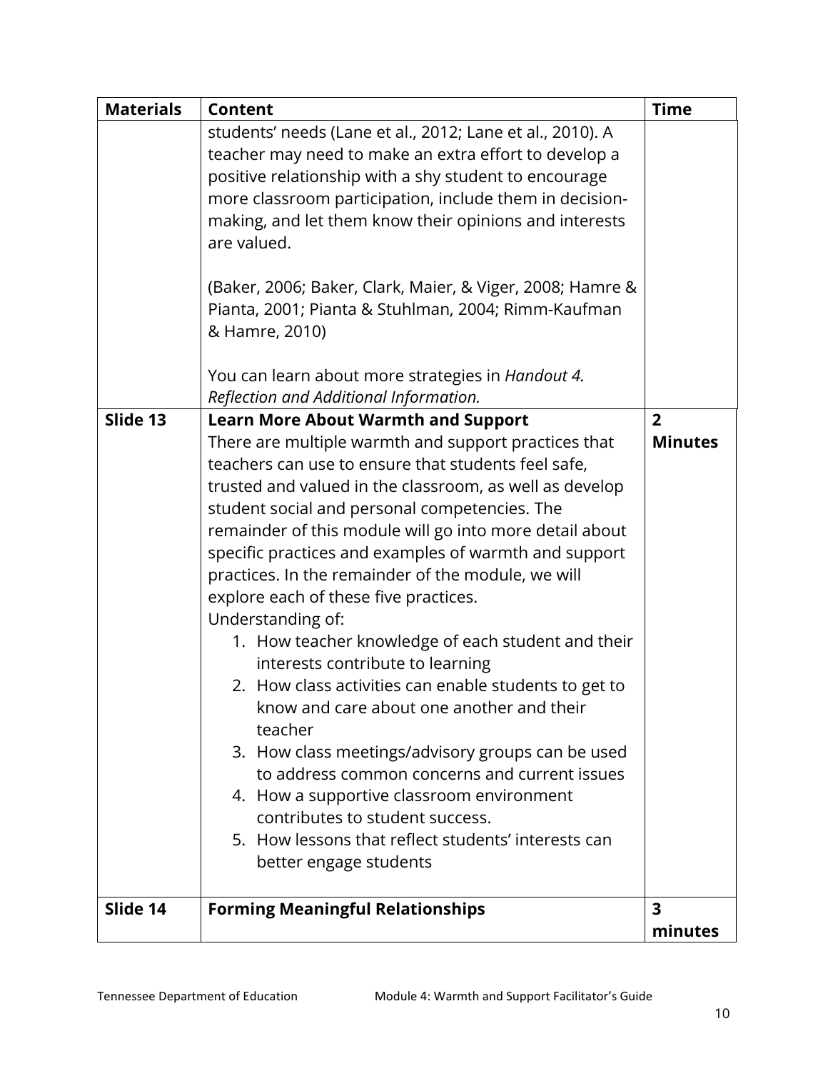| Materials | Content | Time |
|---|---|---|
| | students' needs (Lane et al., 2012; Lane et al., 2010). A teacher may need to make an extra effort to develop a positive relationship with a shy student to encourage more classroom participation, include them in decision-making, and let them know their opinions and interests are valued.<br><br>(Baker, 2006; Baker, Clark, Maier, & Viger, 2008; Hamre & Pianta, 2001; Pianta & Stuhlman, 2004; Rimm-Kaufman & Hamre, 2010)<br><br>You can learn about more strategies in *Handout 4. Reflection and Additional Information.* | |
| **Slide 13** | **Learn More About Warmth and Support**<br>There are multiple warmth and support practices that teachers can use to ensure that students feel safe, trusted and valued in the classroom, as well as develop student social and personal competencies. The remainder of this module will go into more detail about specific practices and examples of warmth and support practices. In the remainder of the module, we will explore each of these five practices.<br>Understanding of:<br>1. How teacher knowledge of each student and their interests contribute to learning<br>2. How class activities can enable students to get to know and care about one another and their teacher<br>3. How class meetings/advisory groups can be used to address common concerns and current issues<br>4. How a supportive classroom environment contributes to student success.<br>5. How lessons that reflect students' interests can better engage students | **2 Minutes** |
| **Slide 14** | **Forming Meaningful Relationships** | **3 minutes** |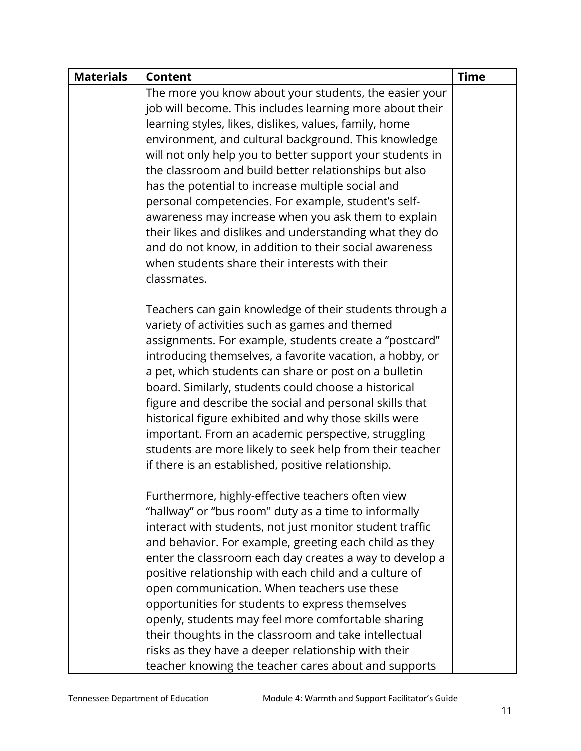| Materials | Content | Time |
|---|---|---|
| | The more you know about your students, the easier your job will become. This includes learning more about their learning styles, likes, dislikes, values, family, home environment, and cultural background. This knowledge will not only help you to better support your students in the classroom and build better relationships but also has the potential to increase multiple social and personal competencies. For example, student's self-awareness may increase when you ask them to explain their likes and dislikes and understanding what they do and do not know, in addition to their social awareness when students share their interests with their classmates.<br><br>Teachers can gain knowledge of their students through a variety of activities such as games and themed assignments. For example, students create a "postcard" introducing themselves, a favorite vacation, a hobby, or a pet, which students can share or post on a bulletin board. Similarly, students could choose a historical figure and describe the social and personal skills that historical figure exhibited and why those skills were important. From an academic perspective, struggling students are more likely to seek help from their teacher if there is an established, positive relationship.<br><br>Furthermore, highly-effective teachers often view "hallway" or "bus room" duty as a time to informally interact with students, not just monitor student traffic and behavior. For example, greeting each child as they enter the classroom each day creates a way to develop a positive relationship with each child and a culture of open communication. When teachers use these opportunities for students to express themselves openly, students may feel more comfortable sharing their thoughts in the classroom and take intellectual risks as they have a deeper relationship with their teacher knowing the teacher cares about and supports | |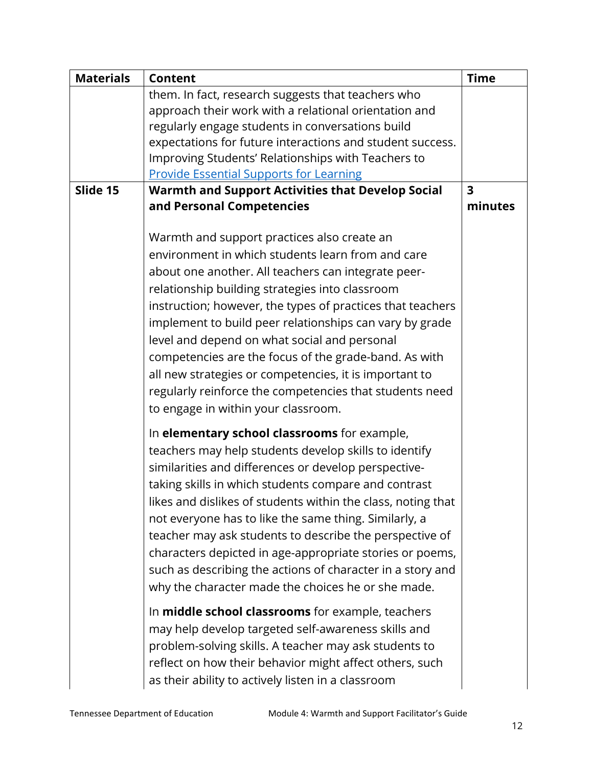| Materials | Content | Time |
|---|---|---|
| | them. In fact, research suggests that teachers who approach their work with a relational orientation and regularly engage students in conversations build expectations for future interactions and student success. Improving Students' Relationships with Teachers to [Provide Essential Supports for Learning]() | |
| **Slide 15** | **Warmth and Support Activities that Develop Social and Personal Competencies**<br><br>Warmth and support practices also create an environment in which students learn from and care about one another. All teachers can integrate peer-relationship building strategies into classroom instruction; however, the types of practices that teachers implement to build peer relationships can vary by grade level and depend on what social and personal competencies are the focus of the grade-band. As with all new strategies or competencies, it is important to regularly reinforce the competencies that students need to engage in within your classroom.<br><br>In **elementary school classrooms** for example, teachers may help students develop skills to identify similarities and differences or develop perspective-taking skills in which students compare and contrast likes and dislikes of students within the class, noting that not everyone has to like the same thing. Similarly, a teacher may ask students to describe the perspective of characters depicted in age-appropriate stories or poems, such as describing the actions of character in a story and why the character made the choices he or she made.<br><br>In **middle school classrooms** for example, teachers may help develop targeted self-awareness skills and problem-solving skills. A teacher may ask students to reflect on how their behavior might affect others, such as their ability to actively listen in a classroom | **3 minutes** |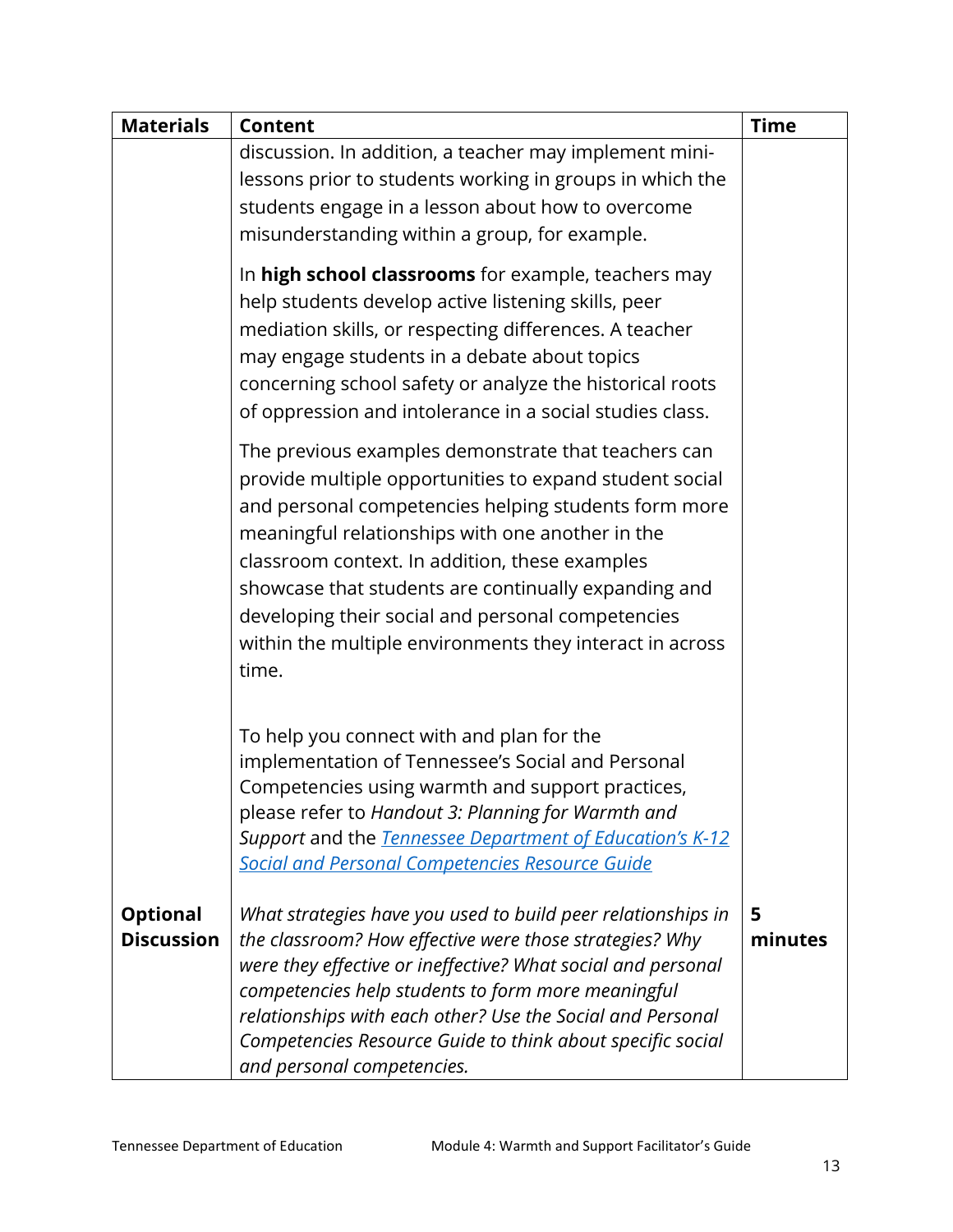| Materials | Content | Time |
|---|---|---|
| | discussion. In addition, a teacher may implement mini-lessons prior to students working in groups in which the students engage in a lesson about how to overcome misunderstanding within a group, for example.<br><br>In **high school classrooms** for example, teachers may help students develop active listening skills, peer mediation skills, or respecting differences. A teacher may engage students in a debate about topics concerning school safety or analyze the historical roots of oppression and intolerance in a social studies class.<br><br>The previous examples demonstrate that teachers can provide multiple opportunities to expand student social and personal competencies helping students form more meaningful relationships with one another in the classroom context. In addition, these examples showcase that students are continually expanding and developing their social and personal competencies within the multiple environments they interact in across time.<br><br>To help you connect with and plan for the implementation of Tennessee's Social and Personal Competencies using warmth and support practices, please refer to *Handout 3: Planning for Warmth and Support* and the *[Tennessee Department of Education's K-12 Social and Personal Competencies Resource Guide]()* | |
| **Optional Discussion** | *What strategies have you used to build peer relationships in the classroom? How effective were those strategies? Why were they effective or ineffective? What social and personal competencies help students to form more meaningful relationships with each other? Use the Social and Personal Competencies Resource Guide to think about specific social and personal competencies.* | **5 minutes** |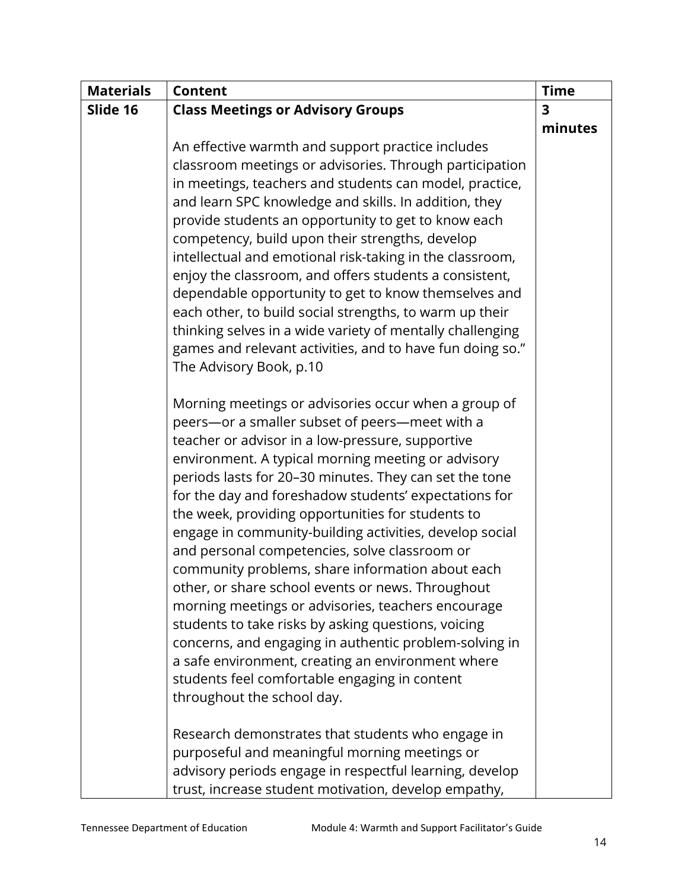| Materials | Content | Time |
|---|---|---|
| Slide 16 | **Class Meetings or Advisory Groups**<br><br>An effective warmth and support practice includes classroom meetings or advisories. Through participation in meetings, teachers and students can model, practice, and learn SPC knowledge and skills. In addition, they provide students an opportunity to get to know each competency, build upon their strengths, develop intellectual and emotional risk-taking in the classroom, enjoy the classroom, and offers students a consistent, dependable opportunity to get to know themselves and each other, to build social strengths, to warm up their thinking selves in a wide variety of mentally challenging games and relevant activities, and to have fun doing so." The Advisory Book, p.10<br><br>Morning meetings or advisories occur when a group of peers—or a smaller subset of peers—meet with a teacher or advisor in a low-pressure, supportive environment. A typical morning meeting or advisory periods lasts for 20–30 minutes. They can set the tone for the day and foreshadow students' expectations for the week, providing opportunities for students to engage in community-building activities, develop social and personal competencies, solve classroom or community problems, share information about each other, or share school events or news. Throughout morning meetings or advisories, teachers encourage students to take risks by asking questions, voicing concerns, and engaging in authentic problem-solving in a safe environment, creating an environment where students feel comfortable engaging in content throughout the school day.<br><br>Research demonstrates that students who engage in purposeful and meaningful morning meetings or advisory periods engage in respectful learning, develop trust, increase student motivation, develop empathy, | **3 minutes** |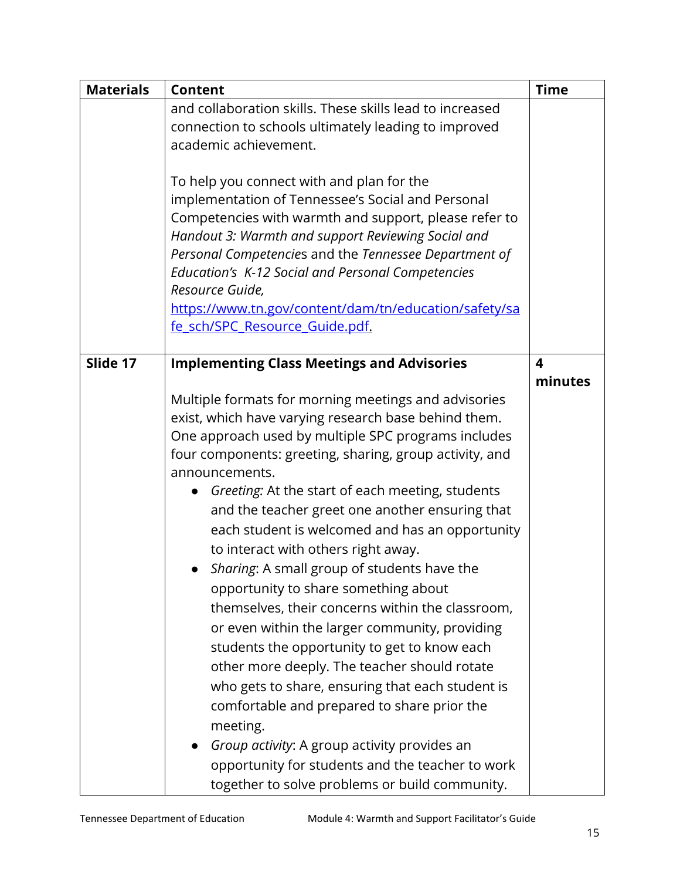| Materials | Content | Time |
|---|---|---|
| | and collaboration skills. These skills lead to increased connection to schools ultimately leading to improved academic achievement.<br><br>To help you connect with and plan for the implementation of Tennessee's Social and Personal Competencies with warmth and support, please refer to *Handout 3: Warmth and support Reviewing Social and Personal Competencie*s and the *Tennessee Department of Education's K-12 Social and Personal Competencies Resource Guide,* [https://www.tn.gov/content/dam/tn/education/safety/safe_sch/SPC_Resource_Guide.pdf](https://www.tn.gov/content/dam/tn/education/safety/safe_sch/SPC_Resource_Guide.pdf). | |
| **Slide 17** | **Implementing Class Meetings and Advisories**<br><br>Multiple formats for morning meetings and advisories exist, which have varying research base behind them. One approach used by multiple SPC programs includes four components: greeting, sharing, group activity, and announcements.<br>● *Greeting:* At the start of each meeting, students and the teacher greet one another ensuring that each student is welcomed and has an opportunity to interact with others right away.<br>● *Sharing*: A small group of students have the opportunity to share something about themselves, their concerns within the classroom, or even within the larger community, providing students the opportunity to get to know each other more deeply. The teacher should rotate who gets to share, ensuring that each student is comfortable and prepared to share prior the meeting.<br>● *Group activity*: A group activity provides an opportunity for students and the teacher to work together to solve problems or build community. | **4 minutes** |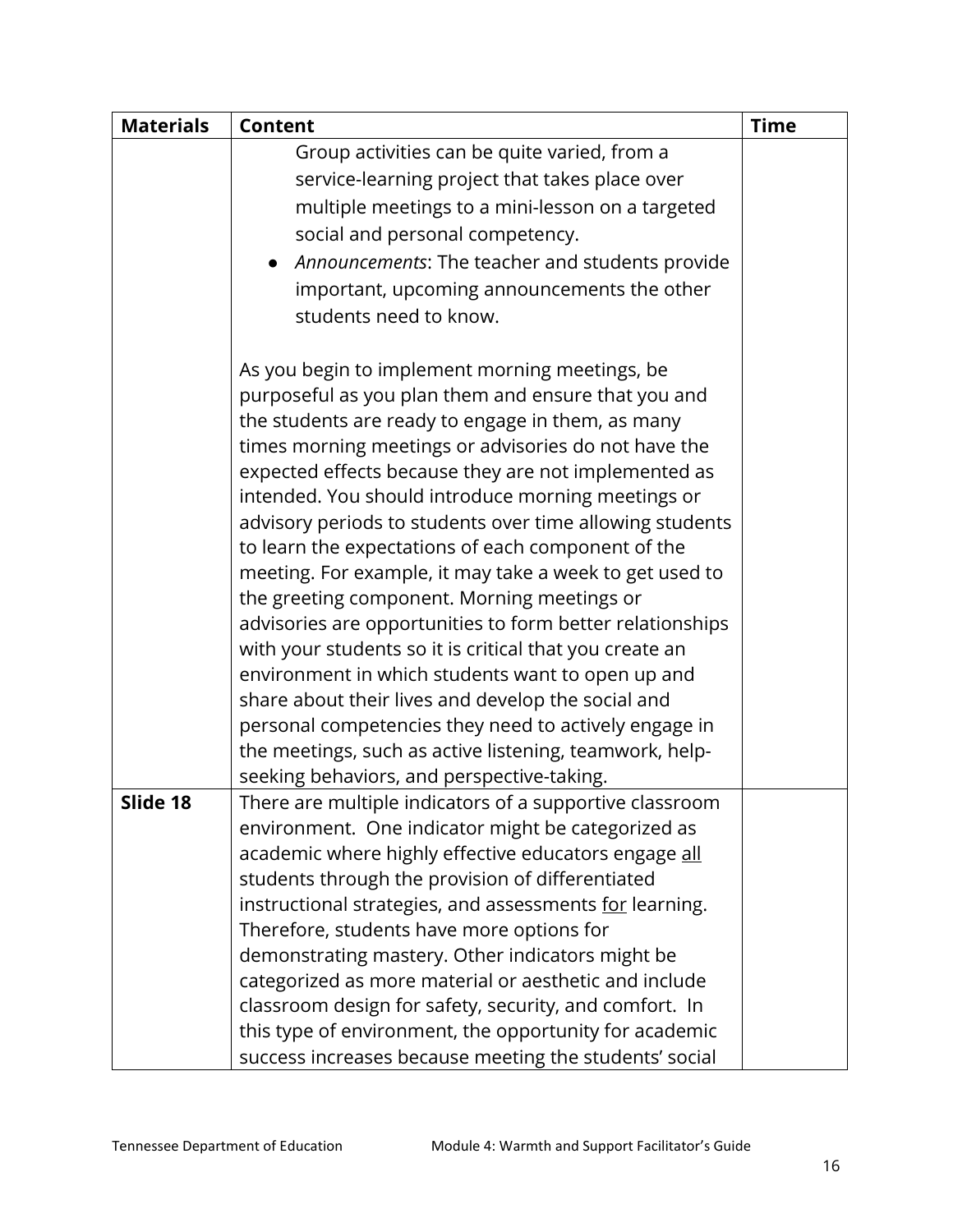| Materials | Content | Time |
|---|---|---|
| | Group activities can be quite varied, from a service-learning project that takes place over multiple meetings to a mini-lesson on a targeted social and personal competency.<br>● *Announcements*: The teacher and students provide important, upcoming announcements the other students need to know.<br><br>As you begin to implement morning meetings, be purposeful as you plan them and ensure that you and the students are ready to engage in them, as many times morning meetings or advisories do not have the expected effects because they are not implemented as intended. You should introduce morning meetings or advisory periods to students over time allowing students to learn the expectations of each component of the meeting. For example, it may take a week to get used to the greeting component. Morning meetings or advisories are opportunities to form better relationships with your students so it is critical that you create an environment in which students want to open up and share about their lives and develop the social and personal competencies they need to actively engage in the meetings, such as active listening, teamwork, help-seeking behaviors, and perspective-taking. | |
| **Slide 18** | There are multiple indicators of a supportive classroom environment. One indicator might be categorized as academic where highly effective educators engage <u>all</u> students through the provision of differentiated instructional strategies, and assessments <u>for</u> learning. Therefore, students have more options for demonstrating mastery. Other indicators might be categorized as more material or aesthetic and include classroom design for safety, security, and comfort. In this type of environment, the opportunity for academic success increases because meeting the students' social | |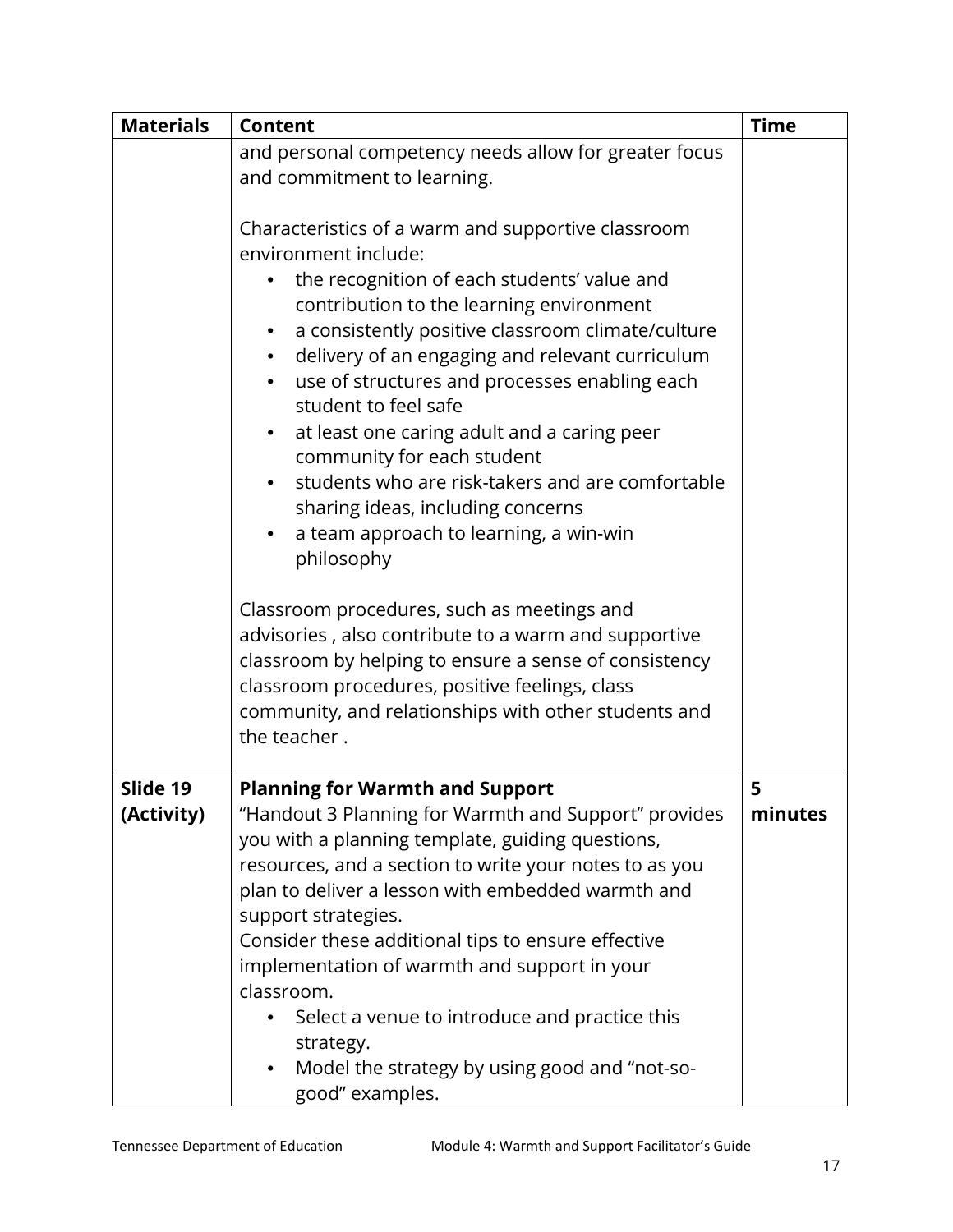| Materials | Content | Time |
|---|---|---|
| | and personal competency needs allow for greater focus and commitment to learning.<br><br>Characteristics of a warm and supportive classroom environment include:<br>• the recognition of each students' value and contribution to the learning environment<br>• a consistently positive classroom climate/culture<br>• delivery of an engaging and relevant curriculum<br>• use of structures and processes enabling each student to feel safe<br>• at least one caring adult and a caring peer community for each student<br>• students who are risk-takers and are comfortable sharing ideas, including concerns<br>• a team approach to learning, a win-win philosophy<br><br>Classroom procedures, such as meetings and advisories , also contribute to a warm and supportive classroom by helping to ensure a sense of consistency classroom procedures, positive feelings, class community, and relationships with other students and the teacher . | |
| **Slide 19 (Activity)** | **Planning for Warmth and Support**<br>"Handout 3 Planning for Warmth and Support" provides you with a planning template, guiding questions, resources, and a section to write your notes to as you plan to deliver a lesson with embedded warmth and support strategies.<br>Consider these additional tips to ensure effective implementation of warmth and support in your classroom.<br>• Select a venue to introduce and practice this strategy.<br>• Model the strategy by using good and "not-so-good" examples. | **5 minutes** |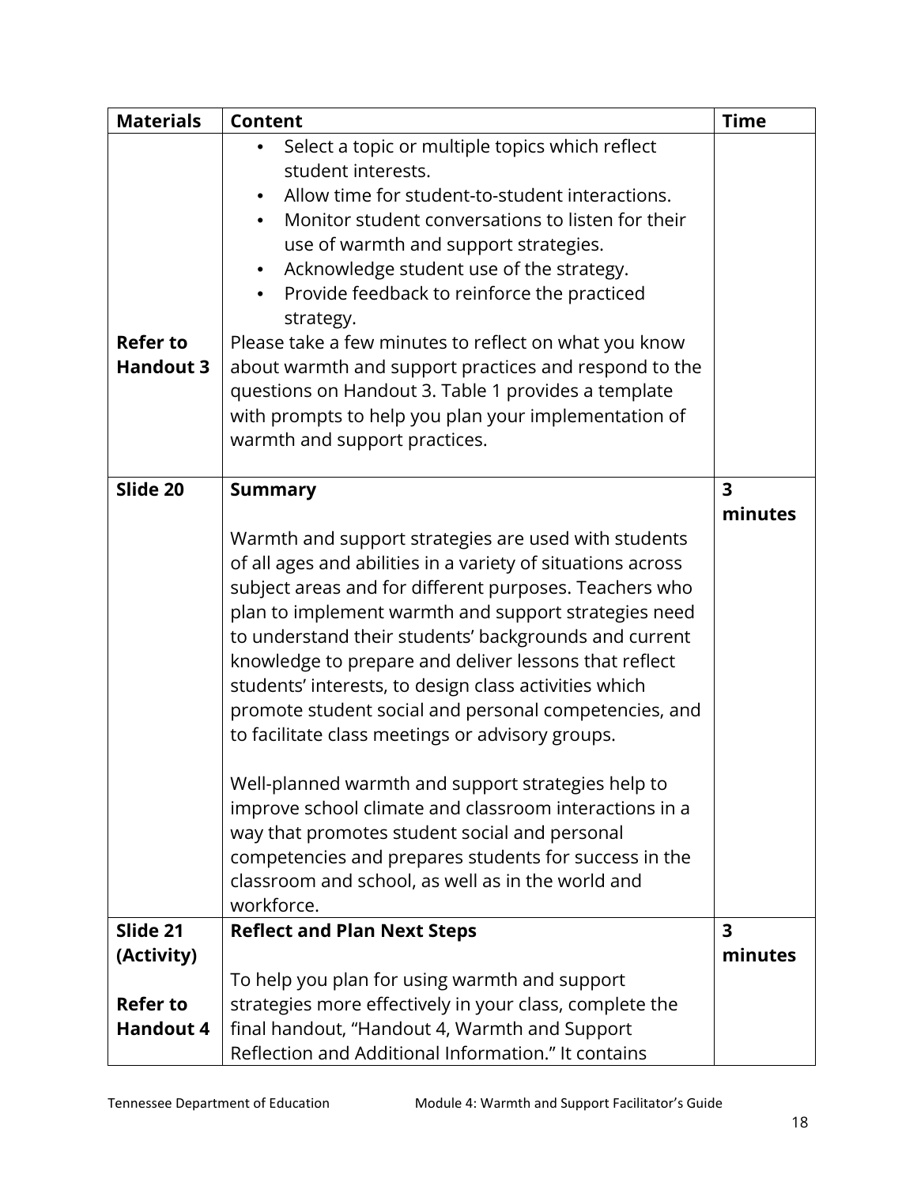| Materials | Content | Time |
|---|---|---|
| Refer to Handout 3 | <ul><li>Select a topic or multiple topics which reflect student interests.</li><li>Allow time for student-to-student interactions.</li><li>Monitor student conversations to listen for their use of warmth and support strategies.</li><li>Acknowledge student use of the strategy.</li><li>Provide feedback to reinforce the practiced strategy.</li></ul>Please take a few minutes to reflect on what you know about warmth and support practices and respond to the questions on Handout 3. Table 1 provides a template with prompts to help you plan your implementation of warmth and support practices. | |
| **Slide 20** | **Summary**<br><br>Warmth and support strategies are used with students of all ages and abilities in a variety of situations across subject areas and for different purposes. Teachers who plan to implement warmth and support strategies need to understand their students' backgrounds and current knowledge to prepare and deliver lessons that reflect students' interests, to design class activities which promote student social and personal competencies, and to facilitate class meetings or advisory groups.<br><br>Well-planned warmth and support strategies help to improve school climate and classroom interactions in a way that promotes student social and personal competencies and prepares students for success in the classroom and school, as well as in the world and workforce. | **3 minutes** |
| **Slide 21 (Activity)**<br><br>**Refer to Handout 4** | **Reflect and Plan Next Steps**<br><br>To help you plan for using warmth and support strategies more effectively in your class, complete the final handout, "Handout 4, Warmth and Support Reflection and Additional Information." It contains | **3 minutes** |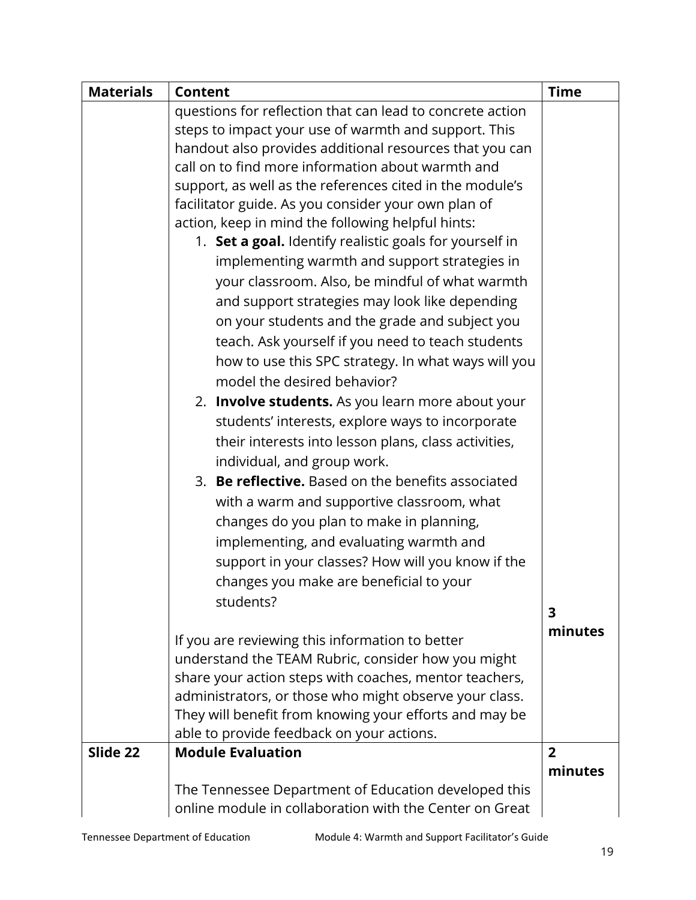| Materials | Content | Time |
|---|---|---|
| | questions for reflection that can lead to concrete action steps to impact your use of warmth and support. This handout also provides additional resources that you can call on to find more information about warmth and support, as well as the references cited in the module's facilitator guide. As you consider your own plan of action, keep in mind the following helpful hints:<br>1. **Set a goal.** Identify realistic goals for yourself in implementing warmth and support strategies in your classroom. Also, be mindful of what warmth and support strategies may look like depending on your students and the grade and subject you teach. Ask yourself if you need to teach students how to use this SPC strategy. In what ways will you model the desired behavior?<br>2. **Involve students.** As you learn more about your students' interests, explore ways to incorporate their interests into lesson plans, class activities, individual, and group work.<br>3. **Be reflective.** Based on the benefits associated with a warm and supportive classroom, what changes do you plan to make in planning, implementing, and evaluating warmth and support in your classes? How will you know if the changes you make are beneficial to your students?<br><br>If you are reviewing this information to better understand the TEAM Rubric, consider how you might share your action steps with coaches, mentor teachers, administrators, or those who might observe your class. They will benefit from knowing your efforts and may be able to provide feedback on your actions. | **3 minutes** |
| **Slide 22** | **Module Evaluation**<br><br>The Tennessee Department of Education developed this online module in collaboration with the Center on Great | **2 minutes** |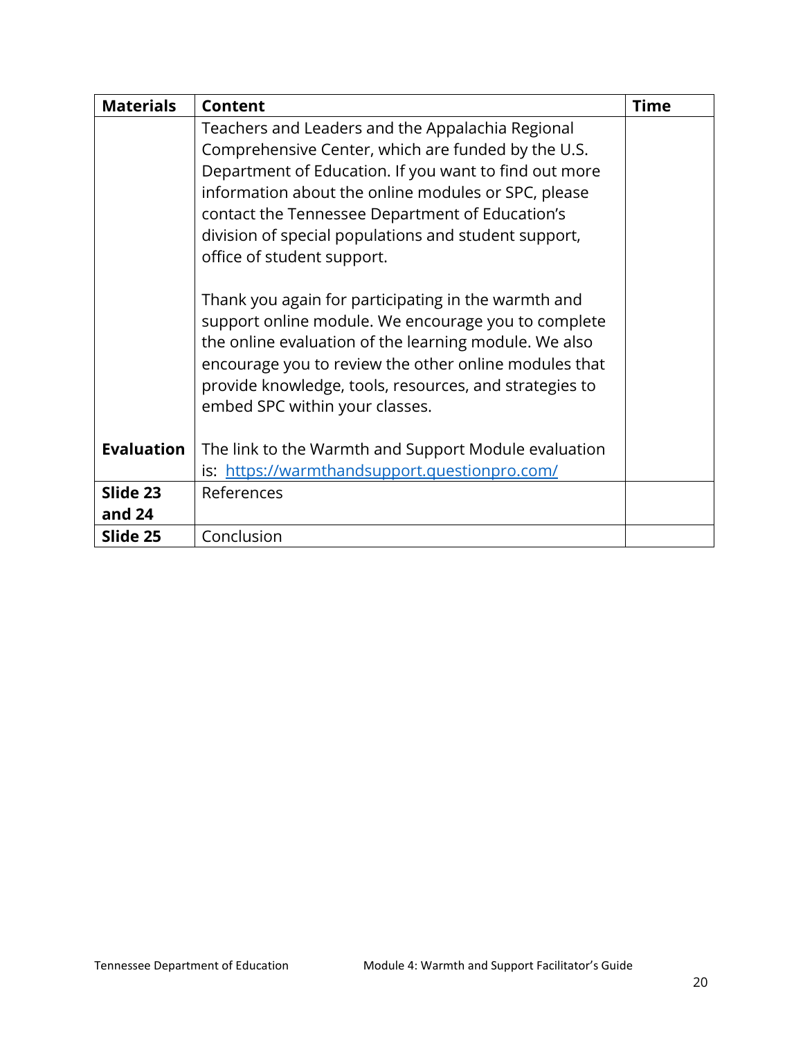| Materials | Content | Time |
|---|---|---|
| | Teachers and Leaders and the Appalachia Regional Comprehensive Center, which are funded by the U.S. Department of Education. If you want to find out more information about the online modules or SPC, please contact the Tennessee Department of Education's division of special populations and student support, office of student support.<br><br>Thank you again for participating in the warmth and support online module. We encourage you to complete the online evaluation of the learning module. We also encourage you to review the other online modules that provide knowledge, tools, resources, and strategies to embed SPC within your classes. | |
| **Evaluation** | The link to the Warmth and Support Module evaluation is: [https://warmthandsupport.questionpro.com/](https://warmthandsupport.questionpro.com/) | |
| **Slide 23 and 24** | References | |
| **Slide 25** | Conclusion | |